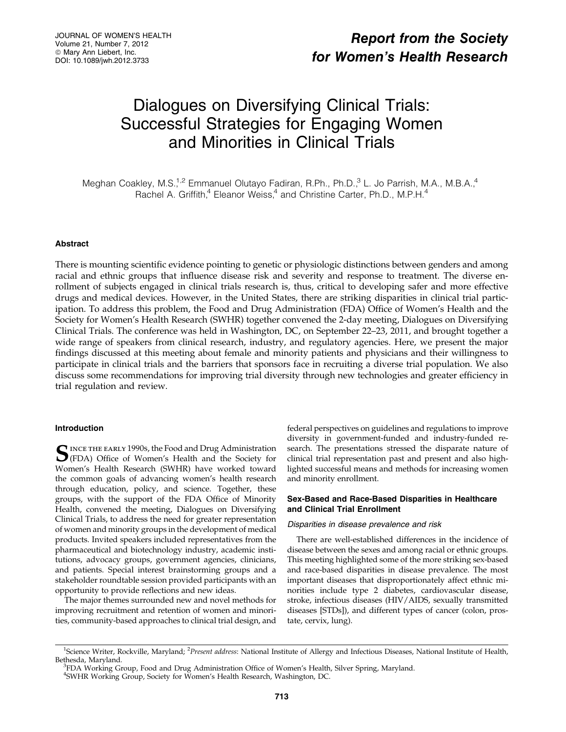# Dialogues on Diversifying Clinical Trials: Successful Strategies for Engaging Women and Minorities in Clinical Trials

Meghan Coakley, M.S.,[1,2] Emmanuel Olutayo Fadiran, R.Ph., Ph.D.,[3] L. Jo Parrish, M.A., M.B.A.,[4] Rachel A. Griffith,[4] Eleanor Weiss,[4] and Christine Carter, Ph.D., M.P.H.[4]

## Abstract

There is mounting scientific evidence pointing to genetic or physiologic distinctions between genders and among racial and ethnic groups that influence disease risk and severity and response to treatment. The diverse enrollment of subjects engaged in clinical trials research is, thus, critical to developing safer and more effective drugs and medical devices. However, in the United States, there are striking disparities in clinical trial participation. To address this problem, the Food and Drug Administration (FDA) Office of Women's Health and the Society for Women's Health Research (SWHR) together convened the 2-day meeting, Dialogues on Diversifying Clinical Trials. The conference was held in Washington, DC, on September 22–23, 2011, and brought together a wide range of speakers from clinical research, industry, and regulatory agencies. Here, we present the major findings discussed at this meeting about female and minority patients and physicians and their willingness to participate in clinical trials and the barriers that sponsors face in recruiting a diverse trial population. We also discuss some recommendations for improving trial diversity through new technologies and greater efficiency in trial regulation and review.

## Introduction

Since the early 1990s, the Food and Drug Administration (FDA) Office of Women's Health and the Society for Women's Health Research (SWHR) have worked toward the common goals of advancing women's health research through education, policy, and science. Together, these groups, with the support of the FDA Office of Minority Health, convened the meeting, Dialogues on Diversifying Clinical Trials, to address the need for greater representation of women and minority groups in the development of medical products. Invited speakers included representatives from the pharmaceutical and biotechnology industry, academic institutions, advocacy groups, government agencies, clinicians, and patients. Special interest brainstorming groups and a stakeholder roundtable session provided participants with an opportunity to provide reflections and new ideas.

The major themes surrounded new and novel methods for improving recruitment and retention of women and minorities, community-based approaches to clinical trial design, and federal perspectives on guidelines and regulations to improve diversity in government-funded and industry-funded research. The presentations stressed the disparate nature of clinical trial representation past and present and also highlighted successful means and methods for increasing women and minority enrollment.

## Sex-Based and Race-Based Disparities in Healthcare and Clinical Trial Enrollment

### *Disparities in disease prevalence and risk*

There are well-established differences in the incidence of disease between the sexes and among racial or ethnic groups. This meeting highlighted some of the more striking sex-based and race-based disparities in disease prevalence. The most important diseases that disproportionately affect ethnic minorities include type 2 diabetes, cardiovascular disease, stroke, infectious diseases (HIV/AIDS, sexually transmitted diseases [STDs]), and different types of cancer (colon, prostate, cervix, lung).

---

[1]Science Writer, Rockville, Maryland; [2]*Present address*: National Institute of Allergy and Infectious Diseases, National Institute of Health, Bethesda, Maryland.

[3]FDA Working Group, Food and Drug Administration Office of Women's Health, Silver Spring, Maryland.

[4]SWHR Working Group, Society for Women's Health Research, Washington, DC.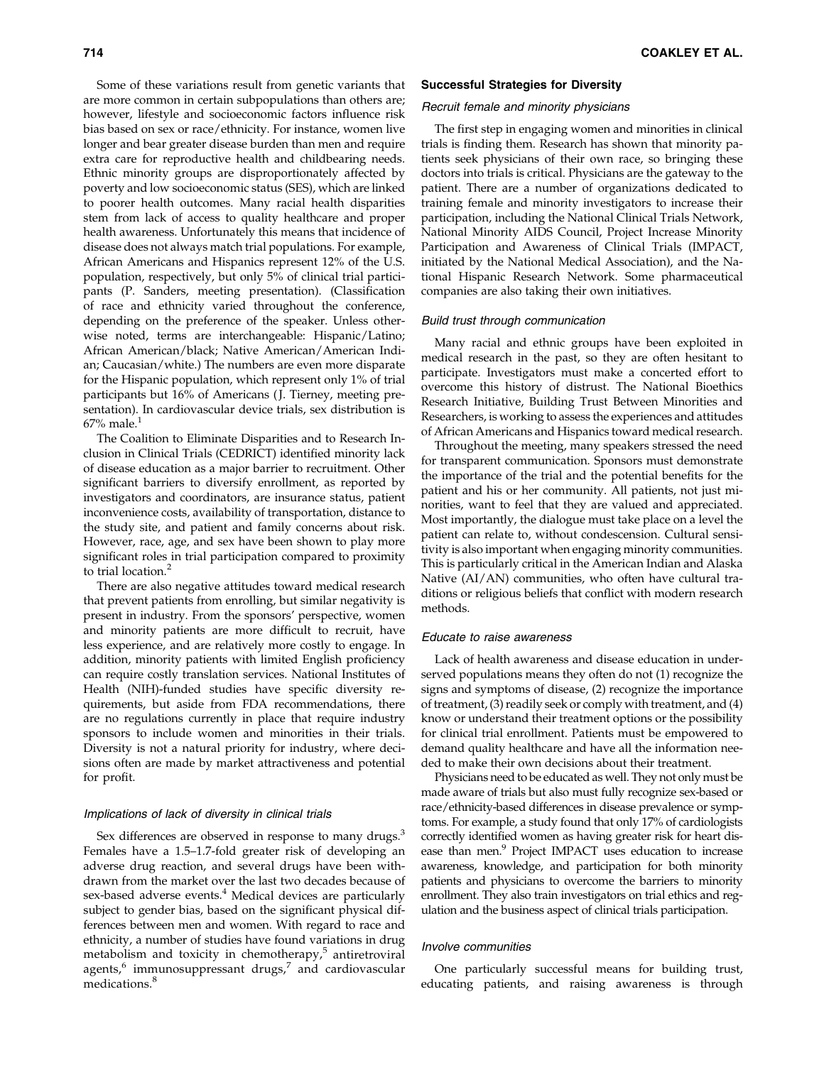Some of these variations result from genetic variants that are more common in certain subpopulations than others are; however, lifestyle and socioeconomic factors influence risk bias based on sex or race/ethnicity. For instance, women live longer and bear greater disease burden than men and require extra care for reproductive health and childbearing needs. Ethnic minority groups are disproportionately affected by poverty and low socioeconomic status (SES), which are linked to poorer health outcomes. Many racial health disparities stem from lack of access to quality healthcare and proper health awareness. Unfortunately this means that incidence of disease does not always match trial populations. For example, African Americans and Hispanics represent 12% of the U.S. population, respectively, but only 5% of clinical trial participants (P. Sanders, meeting presentation). (Classification of race and ethnicity varied throughout the conference, depending on the preference of the speaker. Unless otherwise noted, terms are interchangeable: Hispanic/Latino; African American/black; Native American/American Indian; Caucasian/white.) The numbers are even more disparate for the Hispanic population, which represent only 1% of trial participants but 16% of Americans (J. Tierney, meeting presentation). In cardiovascular device trials, sex distribution is 67% male.[1]

The Coalition to Eliminate Disparities and to Research Inclusion in Clinical Trials (CEDRICT) identified minority lack of disease education as a major barrier to recruitment. Other significant barriers to diversify enrollment, as reported by investigators and coordinators, are insurance status, patient inconvenience costs, availability of transportation, distance to the study site, and patient and family concerns about risk. However, race, age, and sex have been shown to play more significant roles in trial participation compared to proximity to trial location.[2]

There are also negative attitudes toward medical research that prevent patients from enrolling, but similar negativity is present in industry. From the sponsors' perspective, women and minority patients are more difficult to recruit, have less experience, and are relatively more costly to engage. In addition, minority patients with limited English proficiency can require costly translation services. National Institutes of Health (NIH)-funded studies have specific diversity requirements, but aside from FDA recommendations, there are no regulations currently in place that require industry sponsors to include women and minorities in their trials. Diversity is not a natural priority for industry, where decisions often are made by market attractiveness and potential for profit.

#### *Implications of lack of diversity in clinical trials*

Sex differences are observed in response to many drugs.[3] Females have a 1.5–1.7-fold greater risk of developing an adverse drug reaction, and several drugs have been withdrawn from the market over the last two decades because of sex-based adverse events.[4] Medical devices are particularly subject to gender bias, based on the significant physical differences between men and women. With regard to race and ethnicity, a number of studies have found variations in drug metabolism and toxicity in chemotherapy,[5] antiretroviral agents,[6] immunosuppressant drugs,[7] and cardiovascular medications.[8]

### Successful Strategies for Diversity

#### *Recruit female and minority physicians*

The first step in engaging women and minorities in clinical trials is finding them. Research has shown that minority patients seek physicians of their own race, so bringing these doctors into trials is critical. Physicians are the gateway to the patient. There are a number of organizations dedicated to training female and minority investigators to increase their participation, including the National Clinical Trials Network, National Minority AIDS Council, Project Increase Minority Participation and Awareness of Clinical Trials (IMPACT, initiated by the National Medical Association), and the National Hispanic Research Network. Some pharmaceutical companies are also taking their own initiatives.

#### *Build trust through communication*

Many racial and ethnic groups have been exploited in medical research in the past, so they are often hesitant to participate. Investigators must make a concerted effort to overcome this history of distrust. The National Bioethics Research Initiative, Building Trust Between Minorities and Researchers, is working to assess the experiences and attitudes of African Americans and Hispanics toward medical research.

Throughout the meeting, many speakers stressed the need for transparent communication. Sponsors must demonstrate the importance of the trial and the potential benefits for the patient and his or her community. All patients, not just minorities, want to feel that they are valued and appreciated. Most importantly, the dialogue must take place on a level the patient can relate to, without condescension. Cultural sensitivity is also important when engaging minority communities. This is particularly critical in the American Indian and Alaska Native (AI/AN) communities, who often have cultural traditions or religious beliefs that conflict with modern research methods.

#### *Educate to raise awareness*

Lack of health awareness and disease education in underserved populations means they often do not (1) recognize the signs and symptoms of disease, (2) recognize the importance of treatment, (3) readily seek or comply with treatment, and (4) know or understand their treatment options or the possibility for clinical trial enrollment. Patients must be empowered to demand quality healthcare and have all the information needed to make their own decisions about their treatment.

Physicians need to be educated as well. They not only must be made aware of trials but also must fully recognize sex-based or race/ethnicity-based differences in disease prevalence or symptoms. For example, a study found that only 17% of cardiologists correctly identified women as having greater risk for heart disease than men.[9] Project IMPACT uses education to increase awareness, knowledge, and participation for both minority patients and physicians to overcome the barriers to minority enrollment. They also train investigators on trial ethics and regulation and the business aspect of clinical trials participation.

#### *Involve communities*

One particularly successful means for building trust, educating patients, and raising awareness is through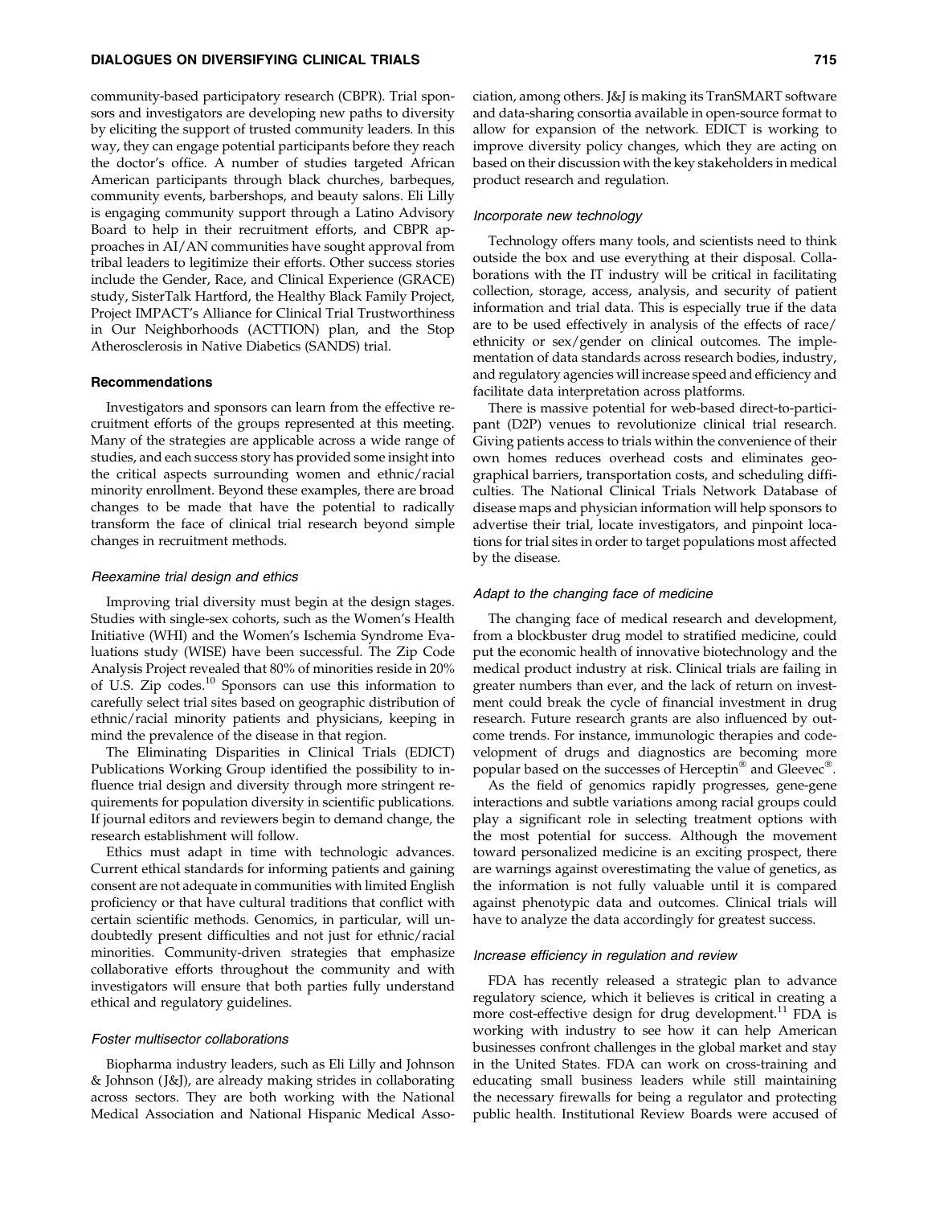community-based participatory research (CBPR). Trial sponsors and investigators are developing new paths to diversity by eliciting the support of trusted community leaders. In this way, they can engage potential participants before they reach the doctor's office. A number of studies targeted African American participants through black churches, barbeques, community events, barbershops, and beauty salons. Eli Lilly is engaging community support through a Latino Advisory Board to help in their recruitment efforts, and CBPR approaches in AI/AN communities have sought approval from tribal leaders to legitimize their efforts. Other success stories include the Gender, Race, and Clinical Experience (GRACE) study, SisterTalk Hartford, the Healthy Black Family Project, Project IMPACT's Alliance for Clinical Trial Trustworthiness in Our Neighborhoods (ACTTION) plan, and the Stop Atherosclerosis in Native Diabetics (SANDS) trial.

### Recommendations

Investigators and sponsors can learn from the effective recruitment efforts of the groups represented at this meeting. Many of the strategies are applicable across a wide range of studies, and each success story has provided some insight into the critical aspects surrounding women and ethnic/racial minority enrollment. Beyond these examples, there are broad changes to be made that have the potential to radically transform the face of clinical trial research beyond simple changes in recruitment methods.

#### *Reexamine trial design and ethics*

Improving trial diversity must begin at the design stages. Studies with single-sex cohorts, such as the Women's Health Initiative (WHI) and the Women's Ischemia Syndrome Evaluations study (WISE) have been successful. The Zip Code Analysis Project revealed that 80% of minorities reside in 20% of U.S. Zip codes.[10] Sponsors can use this information to carefully select trial sites based on geographic distribution of ethnic/racial minority patients and physicians, keeping in mind the prevalence of the disease in that region.

The Eliminating Disparities in Clinical Trials (EDICT) Publications Working Group identified the possibility to influence trial design and diversity through more stringent requirements for population diversity in scientific publications. If journal editors and reviewers begin to demand change, the research establishment will follow.

Ethics must adapt in time with technologic advances. Current ethical standards for informing patients and gaining consent are not adequate in communities with limited English proficiency or that have cultural traditions that conflict with certain scientific methods. Genomics, in particular, will undoubtedly present difficulties and not just for ethnic/racial minorities. Community-driven strategies that emphasize collaborative efforts throughout the community and with investigators will ensure that both parties fully understand ethical and regulatory guidelines.

#### *Foster multisector collaborations*

Biopharma industry leaders, such as Eli Lilly and Johnson & Johnson (J&J), are already making strides in collaborating across sectors. They are both working with the National Medical Association and National Hispanic Medical Association, among others. J&J is making its TranSMART software and data-sharing consortia available in open-source format to allow for expansion of the network. EDICT is working to improve diversity policy changes, which they are acting on based on their discussion with the key stakeholders in medical product research and regulation.

#### *Incorporate new technology*

Technology offers many tools, and scientists need to think outside the box and use everything at their disposal. Collaborations with the IT industry will be critical in facilitating collection, storage, access, analysis, and security of patient information and trial data. This is especially true if the data are to be used effectively in analysis of the effects of race/ethnicity or sex/gender on clinical outcomes. The implementation of data standards across research bodies, industry, and regulatory agencies will increase speed and efficiency and facilitate data interpretation across platforms.

There is massive potential for web-based direct-to-participant (D2P) venues to revolutionize clinical trial research. Giving patients access to trials within the convenience of their own homes reduces overhead costs and eliminates geographical barriers, transportation costs, and scheduling difficulties. The National Clinical Trials Network Database of disease maps and physician information will help sponsors to advertise their trial, locate investigators, and pinpoint locations for trial sites in order to target populations most affected by the disease.

#### *Adapt to the changing face of medicine*

The changing face of medical research and development, from a blockbuster drug model to stratified medicine, could put the economic health of innovative biotechnology and the medical product industry at risk. Clinical trials are failing in greater numbers than ever, and the lack of return on investment could break the cycle of financial investment in drug research. Future research grants are also influenced by outcome trends. For instance, immunologic therapies and codevelopment of drugs and diagnostics are becoming more popular based on the successes of Herceptin® and Gleevec®.

As the field of genomics rapidly progresses, gene-gene interactions and subtle variations among racial groups could play a significant role in selecting treatment options with the most potential for success. Although the movement toward personalized medicine is an exciting prospect, there are warnings against overestimating the value of genetics, as the information is not fully valuable until it is compared against phenotypic data and outcomes. Clinical trials will have to analyze the data accordingly for greatest success.

#### *Increase efficiency in regulation and review*

FDA has recently released a strategic plan to advance regulatory science, which it believes is critical in creating a more cost-effective design for drug development.[11] FDA is working with industry to see how it can help American businesses confront challenges in the global market and stay in the United States. FDA can work on cross-training and educating small business leaders while still maintaining the necessary firewalls for being a regulator and protecting public health. Institutional Review Boards were accused of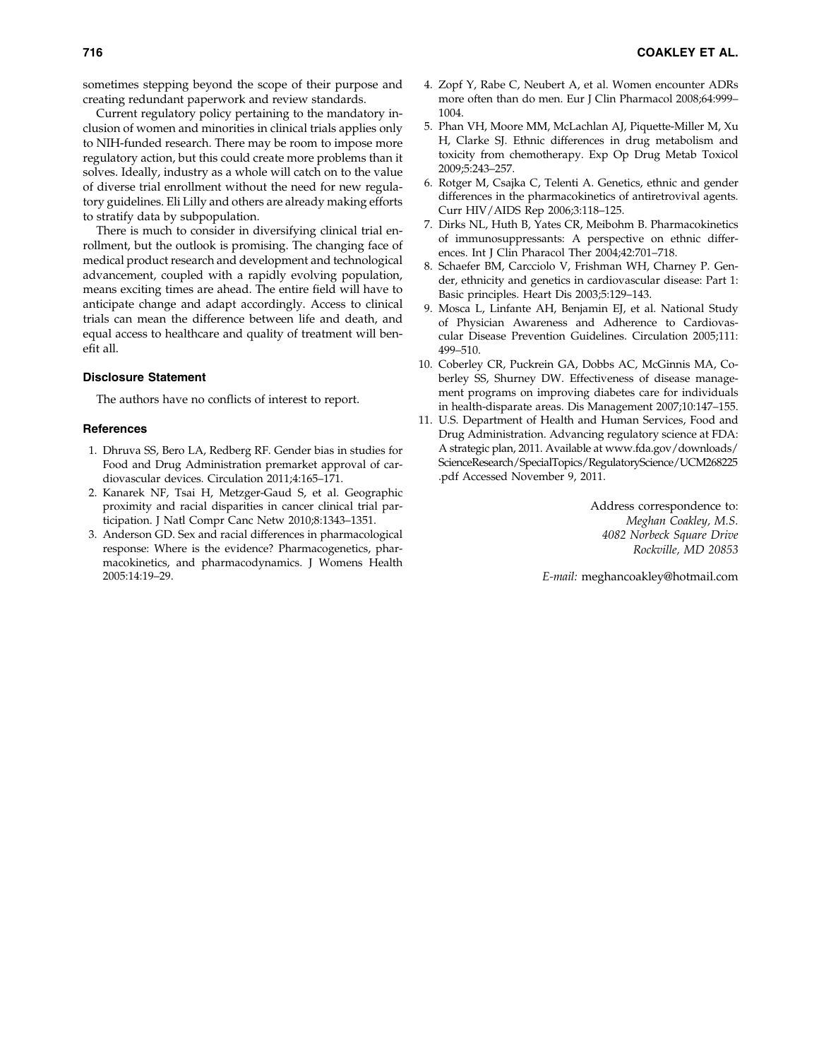sometimes stepping beyond the scope of their purpose and creating redundant paperwork and review standards.

Current regulatory policy pertaining to the mandatory inclusion of women and minorities in clinical trials applies only to NIH-funded research. There may be room to impose more regulatory action, but this could create more problems than it solves. Ideally, industry as a whole will catch on to the value of diverse trial enrollment without the need for new regulatory guidelines. Eli Lilly and others are already making efforts to stratify data by subpopulation.

There is much to consider in diversifying clinical trial enrollment, but the outlook is promising. The changing face of medical product research and development and technological advancement, coupled with a rapidly evolving population, means exciting times are ahead. The entire field will have to anticipate change and adapt accordingly. Access to clinical trials can mean the difference between life and death, and equal access to healthcare and quality of treatment will benefit all.

### Disclosure Statement

The authors have no conflicts of interest to report.

### References

1. Dhruva SS, Bero LA, Redberg RF. Gender bias in studies for Food and Drug Administration premarket approval of cardiovascular devices. Circulation 2011;4:165–171.
2. Kanarek NF, Tsai H, Metzger-Gaud S, et al. Geographic proximity and racial disparities in cancer clinical trial participation. J Natl Compr Canc Netw 2010;8:1343–1351.
3. Anderson GD. Sex and racial differences in pharmacological response: Where is the evidence? Pharmacogenetics, pharmacokinetics, and pharmacodynamics. J Womens Health 2005:14:19–29.
4. Zopf Y, Rabe C, Neubert A, et al. Women encounter ADRs more often than do men. Eur J Clin Pharmacol 2008;64:999–1004.
5. Phan VH, Moore MM, McLachlan AJ, Piquette-Miller M, Xu H, Clarke SJ. Ethnic differences in drug metabolism and toxicity from chemotherapy. Exp Op Drug Metab Toxicol 2009;5:243–257.
6. Rotger M, Csajka C, Telenti A. Genetics, ethnic and gender differences in the pharmacokinetics of antiretrovival agents. Curr HIV/AIDS Rep 2006;3:118–125.
7. Dirks NL, Huth B, Yates CR, Meibohm B. Pharmacokinetics of immunosuppressants: A perspective on ethnic differences. Int J Clin Pharacol Ther 2004;42:701–718.
8. Schaefer BM, Carcciolo V, Frishman WH, Charney P. Gender, ethnicity and genetics in cardiovascular disease: Part 1: Basic principles. Heart Dis 2003;5:129–143.
9. Mosca L, Linfante AH, Benjamin EJ, et al. National Study of Physician Awareness and Adherence to Cardiovascular Disease Prevention Guidelines. Circulation 2005;111: 499–510.
10. Coberley CR, Puckrein GA, Dobbs AC, McGinnis MA, Coberley SS, Shurney DW. Effectiveness of disease management programs on improving diabetes care for individuals in health-disparate areas. Dis Management 2007;10:147–155.
11. U.S. Department of Health and Human Services, Food and Drug Administration. Advancing regulatory science at FDA: A strategic plan, 2011. Available at www.fda.gov/downloads/ScienceResearch/SpecialTopics/RegulatoryScience/UCM268225.pdf Accessed November 9, 2011.

Address correspondence to:
*Meghan Coakley, M.S.*
*4082 Norbeck Square Drive*
*Rockville, MD 20853*

*E-mail:* meghancoakley@hotmail.com